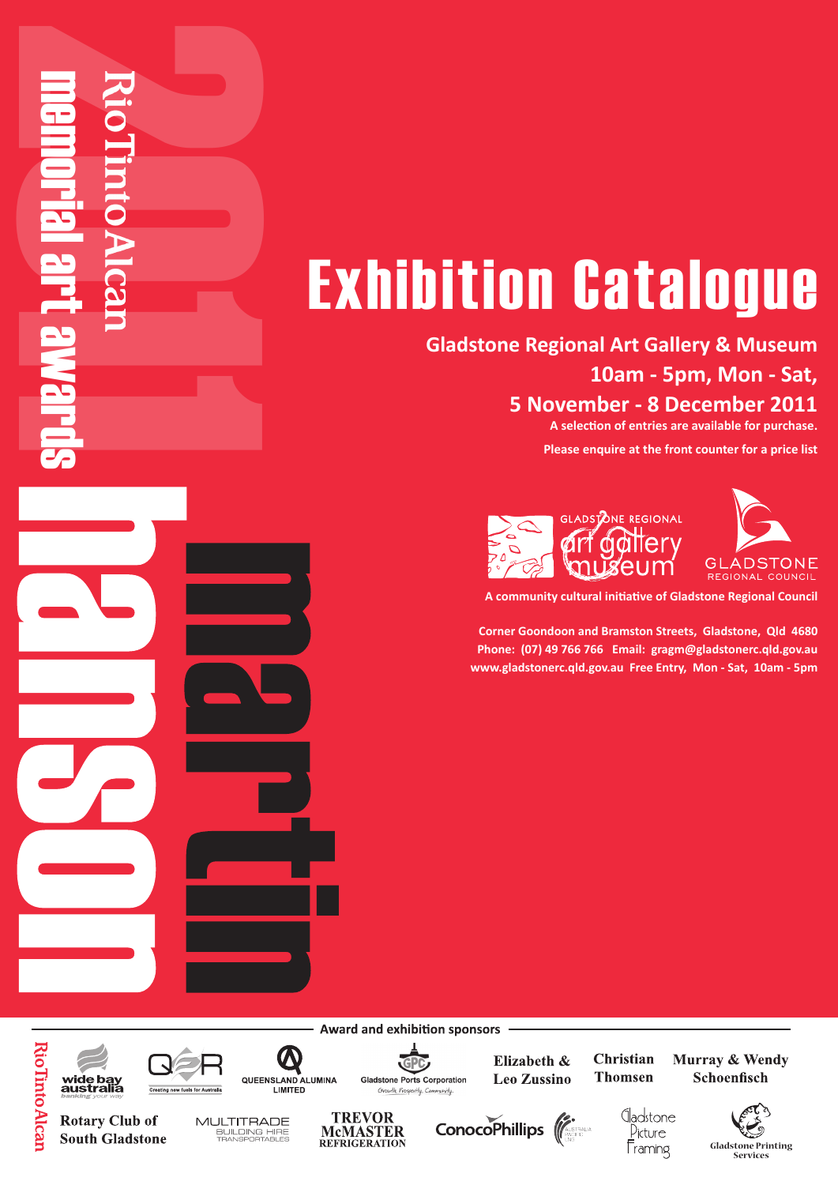# 2011 Rio Tinto Alcan memorial art awards

# martin hanson

# Exhibition Catalogue

**Gladstone Regional Art Gallery & Museum**
**10am - 5pm, Mon - Sat,**
**5 November - 8 December 2011**

**A selection of entries are available for purchase.**
**Please enquire at the front counter for a price list**

GLADSTONE REGIONAL art gallery museum

GLADSTONE REGIONAL COUNCIL

**A community cultural initiative of Gladstone Regional Council**

**Corner Goondoon and Bramston Streets, Gladstone, Qld 4680**
**Phone: (07) 49 766 766 Email: gragm@gladstonerc.qld.gov.au**
**www.gladstonerc.qld.gov.au Free Entry, Mon - Sat, 10am - 5pm**

**Award and exhibition sponsors**

Rio Tinto Alcan

wide bay australia — banking your way

QGR — Creating new fuels for Australia

QUEENSLAND ALUMINA LIMITED

Gladstone Ports Corporation — Growth. Prosperity. Community.

Elizabeth & Leo Zussino

Christian Thomsen

Murray & Wendy Schoenfisch

Rotary Club of South Gladstone

MULTITRADE BUILDING HIRE TRANSPORTABLES

TREVOR McMASTER REFRIGERATION

ConocoPhillips

Australia Pacific LNG

Gladstone Picture Framing

Gladstone Printing Services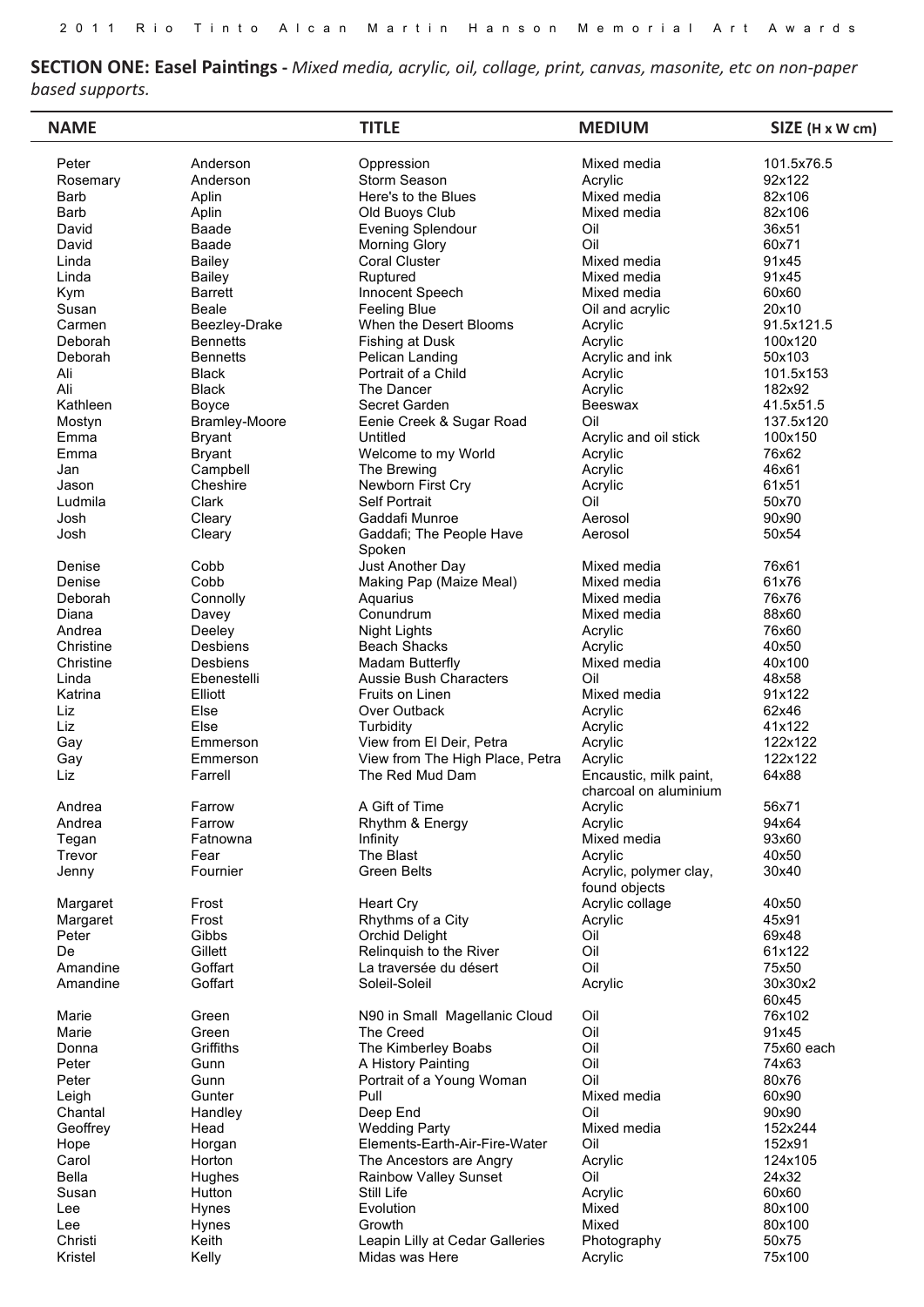**SECTION ONE: Easel Paintings -** *Mixed media, acrylic, oil, collage, print, canvas, masonite, etc on non-paper based supports.*

| NAME | | TITLE | MEDIUM | SIZE (H x W cm) |
|---|---|---|---|---|
| Peter | Anderson | Oppression | Mixed media | 101.5x76.5 |
| Rosemary | Anderson | Storm Season | Acrylic | 92x122 |
| Barb | Aplin | Here's to the Blues | Mixed media | 82x106 |
| Barb | Aplin | Old Buoys Club | Mixed media | 82x106 |
| David | Baade | Evening Splendour | Oil | 36x51 |
| David | Baade | Morning Glory | Oil | 60x71 |
| Linda | Bailey | Coral Cluster | Mixed media | 91x45 |
| Linda | Bailey | Ruptured | Mixed media | 91x45 |
| Kym | Barrett | Innocent Speech | Mixed media | 60x60 |
| Susan | Beale | Feeling Blue | Oil and acrylic | 20x10 |
| Carmen | Beezley-Drake | When the Desert Blooms | Acrylic | 91.5x121.5 |
| Deborah | Bennetts | Fishing at Dusk | Acrylic | 100x120 |
| Deborah | Bennetts | Pelican Landing | Acrylic and ink | 50x103 |
| Ali | Black | Portrait of a Child | Acrylic | 101.5x153 |
| Ali | Black | The Dancer | Acrylic | 182x92 |
| Kathleen | Boyce | Secret Garden | Beeswax | 41.5x51.5 |
| Mostyn | Bramley-Moore | Eenie Creek & Sugar Road | Oil | 137.5x120 |
| Emma | Bryant | Untitled | Acrylic and oil stick | 100x150 |
| Emma | Bryant | Welcome to my World | Acrylic | 76x62 |
| Jan | Campbell | The Brewing | Acrylic | 46x61 |
| Jason | Cheshire | Newborn First Cry | Acrylic | 61x51 |
| Ludmila | Clark | Self Portrait | Oil | 50x70 |
| Josh | Cleary | Gaddafi Munroe | Aerosol | 90x90 |
| Josh | Cleary | Gaddafi; The People Have Spoken | Aerosol | 50x54 |
| Denise | Cobb | Just Another Day | Mixed media | 76x61 |
| Denise | Cobb | Making Pap (Maize Meal) | Mixed media | 61x76 |
| Deborah | Connolly | Aquarius | Mixed media | 76x76 |
| Diana | Davey | Conundrum | Mixed media | 88x60 |
| Andrea | Deeley | Night Lights | Acrylic | 76x60 |
| Christine | Desbiens | Beach Shacks | Acrylic | 40x50 |
| Christine | Desbiens | Madam Butterfly | Mixed media | 40x100 |
| Linda | Ebenestelli | Aussie Bush Characters | Oil | 48x58 |
| Katrina | Elliott | Fruits on Linen | Mixed media | 91x122 |
| Liz | Else | Over Outback | Acrylic | 62x46 |
| Liz | Else | Turbidity | Acrylic | 41x122 |
| Gay | Emmerson | View from El Deir, Petra | Acrylic | 122x122 |
| Gay | Emmerson | View from The High Place, Petra | Acrylic | 122x122 |
| Liz | Farrell | The Red Mud Dam | Encaustic, milk paint, charcoal on aluminium | 64x88 |
| Andrea | Farrow | A Gift of Time | Acrylic | 56x71 |
| Andrea | Farrow | Rhythm & Energy | Acrylic | 94x64 |
| Tegan | Fatnowna | Infinity | Mixed media | 93x60 |
| Trevor | Fear | The Blast | Acrylic | 40x50 |
| Jenny | Fournier | Green Belts | Acrylic, polymer clay, found objects | 30x40 |
| Margaret | Frost | Heart Cry | Acrylic collage | 40x50 |
| Margaret | Frost | Rhythms of a City | Acrylic | 45x91 |
| Peter | Gibbs | Orchid Delight | Oil | 69x48 |
| De | Gillett | Relinquish to the River | Oil | 61x122 |
| Amandine | Goffart | La traversée du désert | Oil | 75x50 |
| Amandine | Goffart | Soleil-Soleil | Acrylic | 30x30x2 60x45 |
| Marie | Green | N90 in Small Magellanic Cloud | Oil | 76x102 |
| Marie | Green | The Creed | Oil | 91x45 |
| Donna | Griffiths | The Kimberley Boabs | Oil | 75x60 each |
| Peter | Gunn | A History Painting | Oil | 74x63 |
| Peter | Gunn | Portrait of a Young Woman | Oil | 80x76 |
| Leigh | Gunter | Pull | Mixed media | 60x90 |
| Chantal | Handley | Deep End | Oil | 90x90 |
| Geoffrey | Head | Wedding Party | Mixed media | 152x244 |
| Hope | Horgan | Elements-Earth-Air-Fire-Water | Oil | 152x91 |
| Carol | Horton | The Ancestors are Angry | Acrylic | 124x105 |
| Bella | Hughes | Rainbow Valley Sunset | Oil | 24x32 |
| Susan | Hutton | Still Life | Acrylic | 60x60 |
| Lee | Hynes | Evolution | Mixed | 80x100 |
| Lee | Hynes | Growth | Mixed | 80x100 |
| Christi | Keith | Leapin Lilly at Cedar Galleries | Photography | 50x75 |
| Kristel | Kelly | Midas was Here | Acrylic | 75x100 |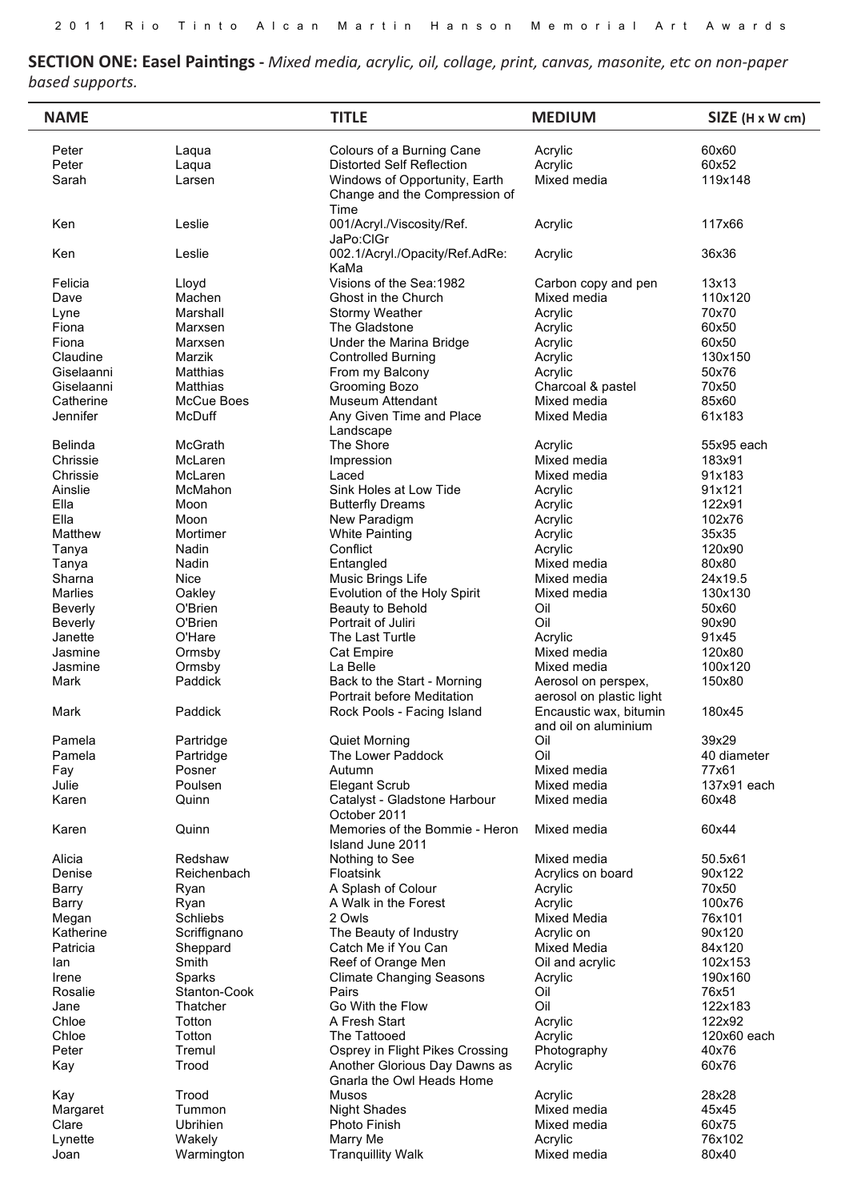**SECTION ONE: Easel Paintings -** *Mixed media, acrylic, oil, collage, print, canvas, masonite, etc on non-paper based supports.*

| NAME | | TITLE | MEDIUM | SIZE (H x W cm) |
|---|---|---|---|---|
| Peter | Laqua | Colours of a Burning Cane | Acrylic | 60x60 |
| Peter | Laqua | Distorted Self Reflection | Acrylic | 60x52 |
| Sarah | Larsen | Windows of Opportunity, Earth Change and the Compression of Time | Mixed media | 119x148 |
| Ken | Leslie | 001/Acryl./Viscosity/Ref. JaPo:ClGr | Acrylic | 117x66 |
| Ken | Leslie | 002.1/Acryl./Opacity/Ref.AdRe: KaMa | Acrylic | 36x36 |
| Felicia | Lloyd | Visions of the Sea:1982 | Carbon copy and pen | 13x13 |
| Dave | Machen | Ghost in the Church | Mixed media | 110x120 |
| Lyne | Marshall | Stormy Weather | Acrylic | 70x70 |
| Fiona | Marxsen | The Gladstone | Acrylic | 60x50 |
| Fiona | Marxsen | Under the Marina Bridge | Acrylic | 60x50 |
| Claudine | Marzik | Controlled Burning | Acrylic | 130x150 |
| Giselaanni | Matthias | From my Balcony | Acrylic | 50x76 |
| Giselaanni | Matthias | Grooming Bozo | Charcoal & pastel | 70x50 |
| Catherine | McCue Boes | Museum Attendant | Mixed media | 85x60 |
| Jennifer | McDuff | Any Given Time and Place Landscape | Mixed Media | 61x183 |
| Belinda | McGrath | The Shore | Acrylic | 55x95 each |
| Chrissie | McLaren | Impression | Mixed media | 183x91 |
| Chrissie | McLaren | Laced | Mixed media | 91x183 |
| Ainslie | McMahon | Sink Holes at Low Tide | Acrylic | 91x121 |
| Ella | Moon | Butterfly Dreams | Acrylic | 122x91 |
| Ella | Moon | New Paradigm | Acrylic | 102x76 |
| Matthew | Mortimer | White Painting | Acrylic | 35x35 |
| Tanya | Nadin | Conflict | Acrylic | 120x90 |
| Tanya | Nadin | Entangled | Mixed media | 80x80 |
| Sharna | Nice | Music Brings Life | Mixed media | 24x19.5 |
| Marlies | Oakley | Evolution of the Holy Spirit | Mixed media | 130x130 |
| Beverly | O'Brien | Beauty to Behold | Oil | 50x60 |
| Beverly | O'Brien | Portrait of Juliri | Oil | 90x90 |
| Janette | O'Hare | The Last Turtle | Acrylic | 91x45 |
| Jasmine | Ormsby | Cat Empire | Mixed media | 120x80 |
| Jasmine | Ormsby | La Belle | Mixed media | 100x120 |
| Mark | Paddick | Back to the Start - Morning Portrait before Meditation | Aerosol on perspex, aerosol on plastic light | 150x80 |
| Mark | Paddick | Rock Pools - Facing Island | Encaustic wax, bitumin and oil on aluminium | 180x45 |
| Pamela | Partridge | Quiet Morning | Oil | 39x29 |
| Pamela | Partridge | The Lower Paddock | Oil | 40 diameter |
| Fay | Posner | Autumn | Mixed media | 77x61 |
| Julie | Poulsen | Elegant Scrub | Mixed media | 137x91 each |
| Karen | Quinn | Catalyst - Gladstone Harbour October 2011 | Mixed media | 60x48 |
| Karen | Quinn | Memories of the Bommie - Heron Island June 2011 | Mixed media | 60x44 |
| Alicia | Redshaw | Nothing to See | Mixed media | 50.5x61 |
| Denise | Reichenbach | Floatsink | Acrylics on board | 90x122 |
| Barry | Ryan | A Splash of Colour | Acrylic | 70x50 |
| Barry | Ryan | A Walk in the Forest | Acrylic | 100x76 |
| Megan | Schliebs | 2 Owls | Mixed Media | 76x101 |
| Katherine | Scriffignano | The Beauty of Industry | Acrylic on | 90x120 |
| Patricia | Sheppard | Catch Me if You Can | Mixed Media | 84x120 |
| Ian | Smith | Reef of Orange Men | Oil and acrylic | 102x153 |
| Irene | Sparks | Climate Changing Seasons | Acrylic | 190x160 |
| Rosalie | Stanton-Cook | Pairs | Oil | 76x51 |
| Jane | Thatcher | Go With the Flow | Oil | 122x183 |
| Chloe | Totton | A Fresh Start | Acrylic | 122x92 |
| Chloe | Totton | The Tattooed | Acrylic | 120x60 each |
| Peter | Tremul | Osprey in Flight Pikes Crossing | Photography | 40x76 |
| Kay | Trood | Another Glorious Day Dawns as Gnarla the Owl Heads Home | Acrylic | 60x76 |
| Kay | Trood | Musos | Acrylic | 28x28 |
| Margaret | Tummon | Night Shades | Mixed media | 45x45 |
| Clare | Ubrihien | Photo Finish | Mixed media | 60x75 |
| Lynette | Wakely | Marry Me | Acrylic | 76x102 |
| Joan | Warmington | Tranquillity Walk | Mixed media | 80x40 |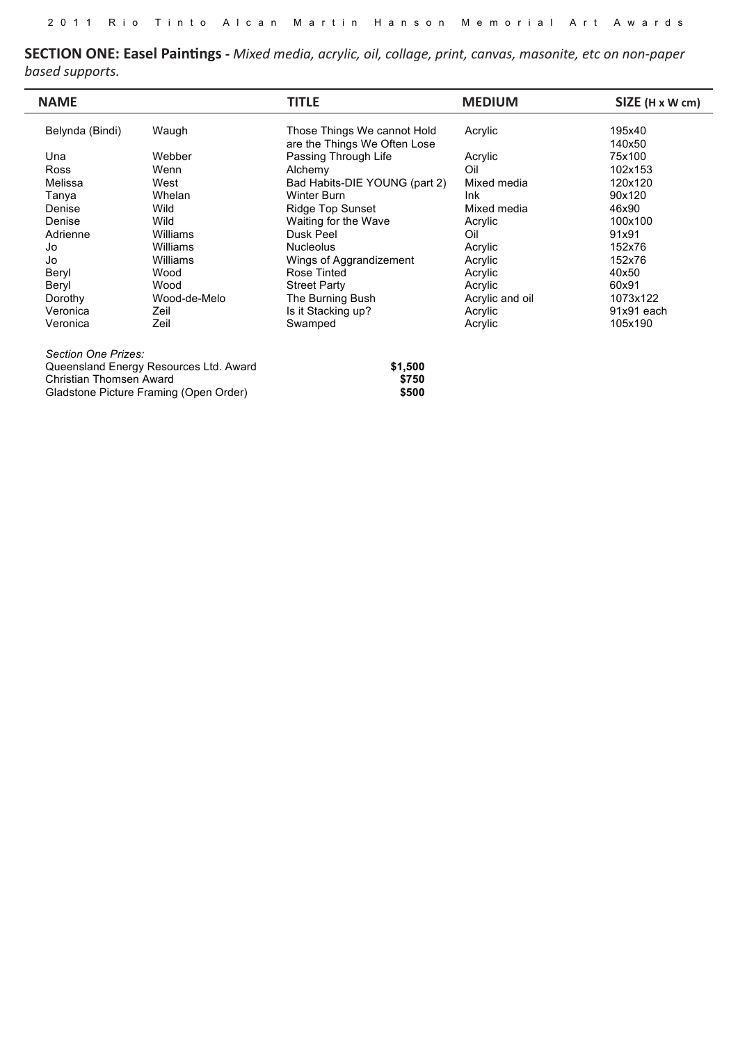**SECTION ONE: Easel Paintings -** *Mixed media, acrylic, oil, collage, print, canvas, masonite, etc on non-paper based supports.*

| NAME | | TITLE | MEDIUM | SIZE (H x W cm) |
|---|---|---|---|---|
| Belynda (Bindi) | Waugh | Those Things We cannot Hold are the Things We Often Lose | Acrylic | 195x40<br>140x50 |
| Una | Webber | Passing Through Life | Acrylic | 75x100 |
| Ross | Wenn | Alchemy | Oil | 102x153 |
| Melissa | West | Bad Habits-DIE YOUNG (part 2) | Mixed media | 120x120 |
| Tanya | Whelan | Winter Burn | Ink | 90x120 |
| Denise | Wild | Ridge Top Sunset | Mixed media | 46x90 |
| Denise | Wild | Waiting for the Wave | Acrylic | 100x100 |
| Adrienne | Williams | Dusk Peel | Oil | 91x91 |
| Jo | Williams | Nucleolus | Acrylic | 152x76 |
| Jo | Williams | Wings of Aggrandizement | Acrylic | 152x76 |
| Beryl | Wood | Rose Tinted | Acrylic | 40x50 |
| Beryl | Wood | Street Party | Acrylic | 60x91 |
| Dorothy | Wood-de-Melo | The Burning Bush | Acrylic and oil | 1073x122 |
| Veronica | Zeil | Is it Stacking up? | Acrylic | 91x91 each |
| Veronica | Zeil | Swamped | Acrylic | 105x190 |

*Section One Prizes:*

| | |
|---|---|
| Queensland Energy Resources Ltd. Award | **$1,500** |
| Christian Thomsen Award | **$750** |
| Gladstone Picture Framing (Open Order) | **$500** |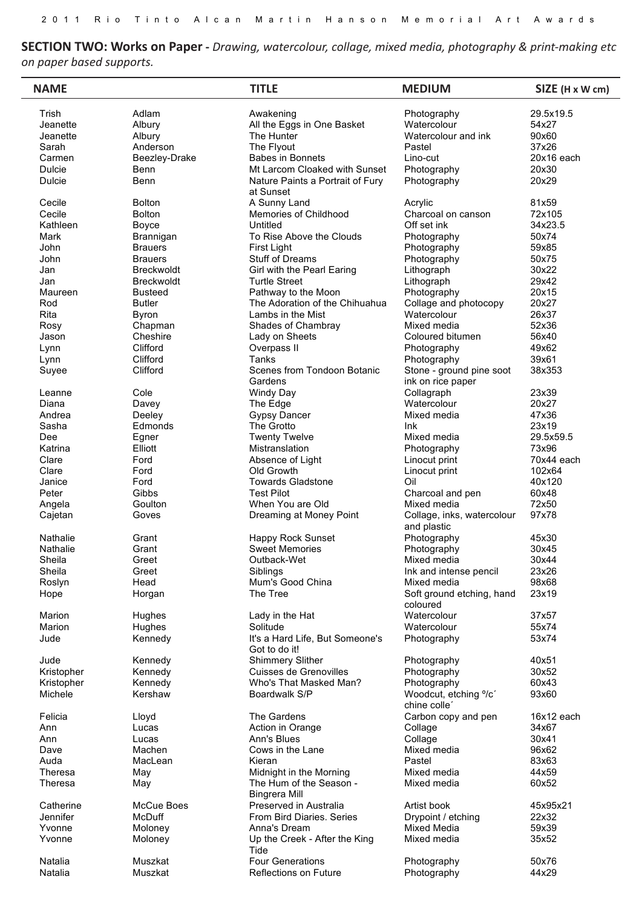**SECTION TWO: Works on Paper -** *Drawing, watercolour, collage, mixed media, photography & print-making etc on paper based supports.*

| NAME | | TITLE | MEDIUM | SIZE (H x W cm) |
|---|---|---|---|---|
| Trish | Adlam | Awakening | Photography | 29.5x19.5 |
| Jeanette | Albury | All the Eggs in One Basket | Watercolour | 54x27 |
| Jeanette | Albury | The Hunter | Watercolour and ink | 90x60 |
| Sarah | Anderson | The Flyout | Pastel | 37x26 |
| Carmen | Beezley-Drake | Babes in Bonnets | Lino-cut | 20x16 each |
| Dulcie | Benn | Mt Larcom Cloaked with Sunset | Photography | 20x30 |
| Dulcie | Benn | Nature Paints a Portrait of Fury at Sunset | Photography | 20x29 |
| Cecile | Bolton | A Sunny Land | Acrylic | 81x59 |
| Cecile | Bolton | Memories of Childhood | Charcoal on canson | 72x105 |
| Kathleen | Boyce | Untitled | Off set ink | 34x23.5 |
| Mark | Brannigan | To Rise Above the Clouds | Photography | 50x74 |
| John | Brauers | First Light | Photography | 59x85 |
| John | Brauers | Stuff of Dreams | Photography | 50x75 |
| Jan | Breckwoldt | Girl with the Pearl Earing | Lithograph | 30x22 |
| Jan | Breckwoldt | Turtle Street | Lithograph | 29x42 |
| Maureen | Busteed | Pathway to the Moon | Photography | 20x15 |
| Rod | Butler | The Adoration of the Chihuahua | Collage and photocopy | 20x27 |
| Rita | Byron | Lambs in the Mist | Watercolour | 26x37 |
| Rosy | Chapman | Shades of Chambray | Mixed media | 52x36 |
| Jason | Cheshire | Lady on Sheets | Coloured bitumen | 56x40 |
| Lynn | Clifford | Overpass II | Photography | 49x62 |
| Lynn | Clifford | Tanks | Photography | 39x61 |
| Suyee | Clifford | Scenes from Tondoon Botanic Gardens | Stone - ground pine soot ink on rice paper | 38x353 |
| Leanne | Cole | Windy Day | Collagraph | 23x39 |
| Diana | Davey | The Edge | Watercolour | 20x27 |
| Andrea | Deeley | Gypsy Dancer | Mixed media | 47x36 |
| Sasha | Edmonds | The Grotto | Ink | 23x19 |
| Dee | Egner | Twenty Twelve | Mixed media | 29.5x59.5 |
| Katrina | Elliott | Mistranslation | Photography | 73x96 |
| Clare | Ford | Absence of Light | Linocut print | 70x44 each |
| Clare | Ford | Old Growth | Linocut print | 102x64 |
| Janice | Ford | Towards Gladstone | Oil | 40x120 |
| Peter | Gibbs | Test Pilot | Charcoal and pen | 60x48 |
| Angela | Goulton | When You are Old | Mixed media | 72x50 |
| Cajetan | Goves | Dreaming at Money Point | Collage, inks, watercolour and plastic | 97x78 |
| Nathalie | Grant | Happy Rock Sunset | Photography | 45x30 |
| Nathalie | Grant | Sweet Memories | Photography | 30x45 |
| Sheila | Greet | Outback-Wet | Mixed media | 30x44 |
| Sheila | Greet | Siblings | Ink and intense pencil | 23x26 |
| Roslyn | Head | Mum's Good China | Mixed media | 98x68 |
| Hope | Horgan | The Tree | Soft ground etching, hand coloured | 23x19 |
| Marion | Hughes | Lady in the Hat | Watercolour | 37x57 |
| Marion | Hughes | Solitude | Watercolour | 55x74 |
| Jude | Kennedy | It's a Hard Life, But Someone's Got to do it! | Photography | 53x74 |
| Jude | Kennedy | Shimmery Slither | Photography | 40x51 |
| Kristopher | Kennedy | Cuisses de Grenovilles | Photography | 30x52 |
| Kristopher | Kennedy | Who's That Masked Man? | Photography | 60x43 |
| Michele | Kershaw | Boardwalk S/P | Woodcut, etching º/c´ chine colle´ | 93x60 |
| Felicia | Lloyd | The Gardens | Carbon copy and pen | 16x12 each |
| Ann | Lucas | Action in Orange | Collage | 34x67 |
| Ann | Lucas | Ann's Blues | Collage | 30x41 |
| Dave | Machen | Cows in the Lane | Mixed media | 96x62 |
| Auda | MacLean | Kieran | Pastel | 83x63 |
| Theresa | May | Midnight in the Morning | Mixed media | 44x59 |
| Theresa | May | The Hum of the Season - Bingrera Mill | Mixed media | 60x52 |
| Catherine | McCue Boes | Preserved in Australia | Artist book | 45x95x21 |
| Jennifer | McDuff | From Bird Diaries. Series | Drypoint / etching | 22x32 |
| Yvonne | Moloney | Anna's Dream | Mixed Media | 59x39 |
| Yvonne | Moloney | Up the Creek - After the King Tide | Mixed media | 35x52 |
| Natalia | Muszkat | Four Generations | Photography | 50x76 |
| Natalia | Muszkat | Reflections on Future | Photography | 44x29 |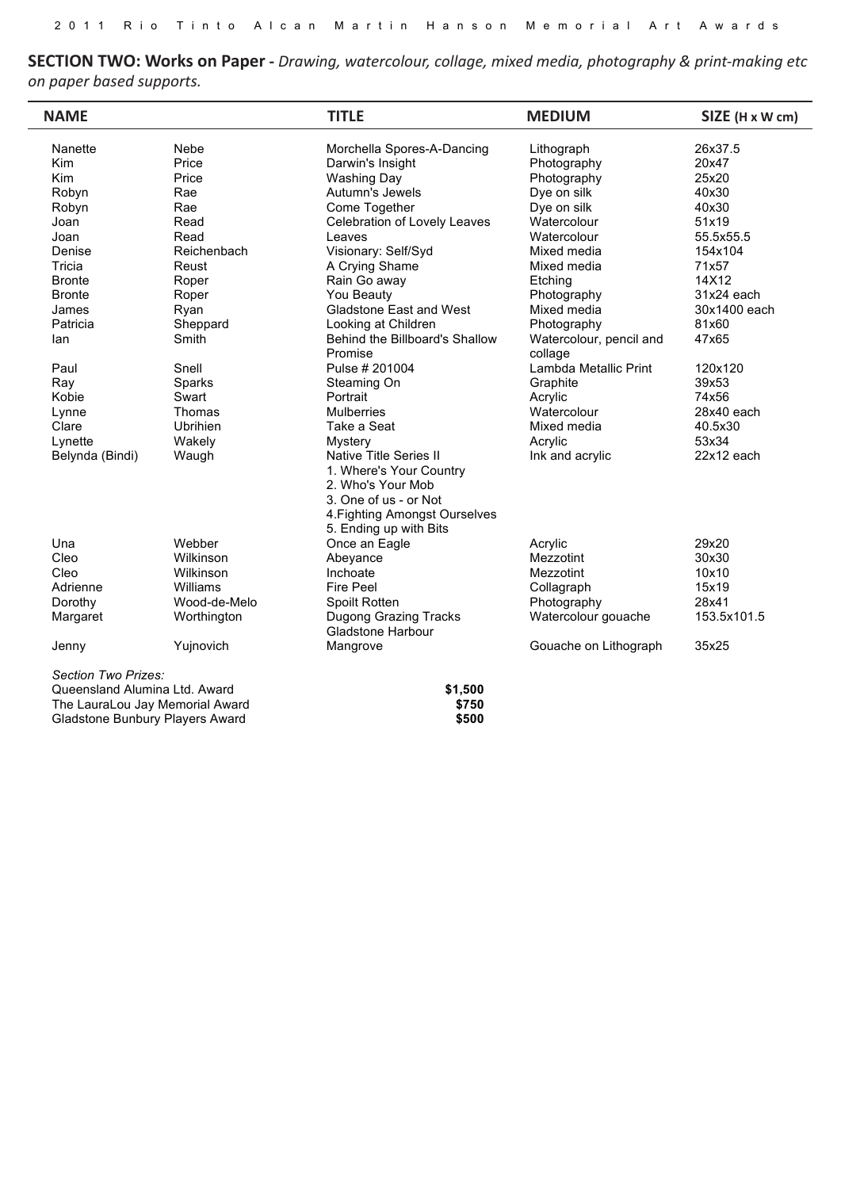**SECTION TWO: Works on Paper -** *Drawing, watercolour, collage, mixed media, photography & print-making etc on paper based supports.*

| NAME | | TITLE | MEDIUM | SIZE (H x W cm) |
|---|---|---|---|---|
| Nanette | Nebe | Morchella Spores-A-Dancing | Lithograph | 26x37.5 |
| Kim | Price | Darwin's Insight | Photography | 20x47 |
| Kim | Price | Washing Day | Photography | 25x20 |
| Robyn | Rae | Autumn's Jewels | Dye on silk | 40x30 |
| Robyn | Rae | Come Together | Dye on silk | 40x30 |
| Joan | Read | Celebration of Lovely Leaves | Watercolour | 51x19 |
| Joan | Read | Leaves | Watercolour | 55.5x55.5 |
| Denise | Reichenbach | Visionary: Self/Syd | Mixed media | 154x104 |
| Tricia | Reust | A Crying Shame | Mixed media | 71x57 |
| Bronte | Roper | Rain Go away | Etching | 14X12 |
| Bronte | Roper | You Beauty | Photography | 31x24 each |
| James | Ryan | Gladstone East and West | Mixed media | 30x1400 each |
| Patricia | Sheppard | Looking at Children | Photography | 81x60 |
| Ian | Smith | Behind the Billboard's Shallow Promise | Watercolour, pencil and collage | 47x65 |
| Paul | Snell | Pulse # 201004 | Lambda Metallic Print | 120x120 |
| Ray | Sparks | Steaming On | Graphite | 39x53 |
| Kobie | Swart | Portrait | Acrylic | 74x56 |
| Lynne | Thomas | Mulberries | Watercolour | 28x40 each |
| Clare | Ubrihien | Take a Seat | Mixed media | 40.5x30 |
| Lynette | Wakely | Mystery | Acrylic | 53x34 |
| Belynda (Bindi) | Waugh | Native Title Series II<br>1. Where's Your Country<br>2. Who's Your Mob<br>3. One of us - or Not<br>4.Fighting Amongst Ourselves<br>5. Ending up with Bits | Ink and acrylic | 22x12 each |
| Una | Webber | Once an Eagle | Acrylic | 29x20 |
| Cleo | Wilkinson | Abeyance | Mezzotint | 30x30 |
| Cleo | Wilkinson | Inchoate | Mezzotint | 10x10 |
| Adrienne | Williams | Fire Peel | Collagraph | 15x19 |
| Dorothy | Wood-de-Melo | Spoilt Rotten | Photography | 28x41 |
| Margaret | Worthington | Dugong Grazing Tracks Gladstone Harbour | Watercolour gouache | 153.5x101.5 |
| Jenny | Yujnovich | Mangrove | Gouache on Lithograph | 35x25 |

*Section Two Prizes:*

| | |
|---|---|
| Queensland Alumina Ltd. Award | **$1,500** |
| The LauraLou Jay Memorial Award | **$750** |
| Gladstone Bunbury Players Award | **$500** |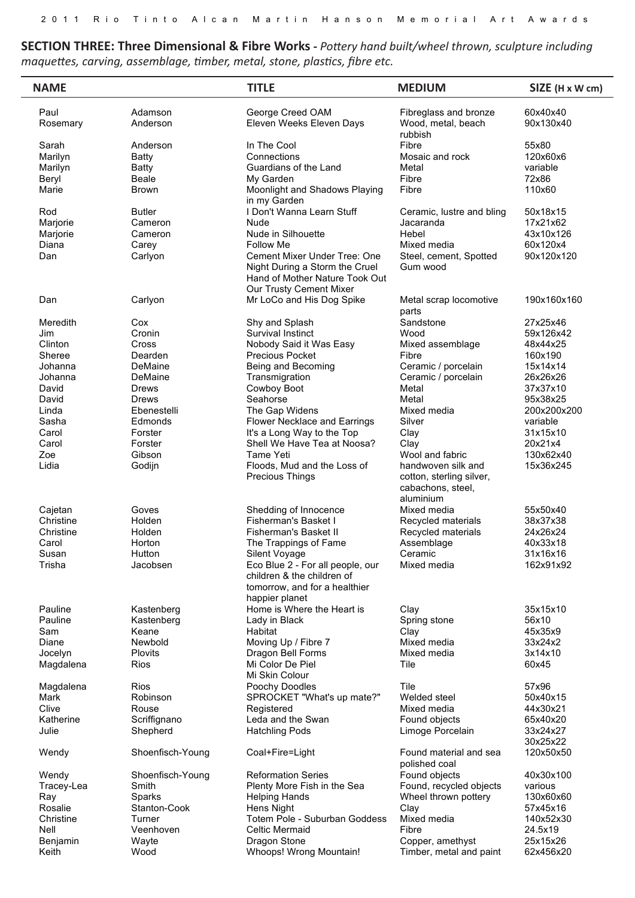**SECTION THREE: Three Dimensional & Fibre Works -** *Pottery hand built/wheel thrown, sculpture including maquettes, carving, assemblage, timber, metal, stone, plastics, fibre etc.*

| NAME | | TITLE | MEDIUM | SIZE (H x W cm) |
|---|---|---|---|---|
| Paul | Adamson | George Creed OAM | Fibreglass and bronze | 60x40x40 |
| Rosemary | Anderson | Eleven Weeks Eleven Days | Wood, metal, beach rubbish | 90x130x40 |
| Sarah | Anderson | In The Cool | Fibre | 55x80 |
| Marilyn | Batty | Connections | Mosaic and rock | 120x60x6 |
| Marilyn | Batty | Guardians of the Land | Metal | variable |
| Beryl | Beale | My Garden | Fibre | 72x86 |
| Marie | Brown | Moonlight and Shadows Playing in my Garden | Fibre | 110x60 |
| Rod | Butler | I Don't Wanna Learn Stuff | Ceramic, lustre and bling | 50x18x15 |
| Marjorie | Cameron | Nude | Jacaranda | 17x21x62 |
| Marjorie | Cameron | Nude in Silhouette | Hebel | 43x10x126 |
| Diana | Carey | Follow Me | Mixed media | 60x120x4 |
| Dan | Carlyon | Cement Mixer Under Tree: One Night During a Storm the Cruel Hand of Mother Nature Took Out Our Trusty Cement Mixer | Steel, cement, Spotted Gum wood | 90x120x120 |
| Dan | Carlyon | Mr LoCo and His Dog Spike | Metal scrap locomotive parts | 190x160x160 |
| Meredith | Cox | Shy and Splash | Sandstone | 27x25x46 |
| Jim | Cronin | Survival Instinct | Wood | 59x126x42 |
| Clinton | Cross | Nobody Said it Was Easy | Mixed assemblage | 48x44x25 |
| Sheree | Dearden | Precious Pocket | Fibre | 160x190 |
| Johanna | DeMaine | Being and Becoming | Ceramic / porcelain | 15x14x14 |
| Johanna | DeMaine | Transmigration | Ceramic / porcelain | 26x26x26 |
| David | Drews | Cowboy Boot | Metal | 37x37x10 |
| David | Drews | Seahorse | Metal | 95x38x25 |
| Linda | Ebenestelli | The Gap Widens | Mixed media | 200x200x200 |
| Sasha | Edmonds | Flower Necklace and Earrings | Silver | variable |
| Carol | Forster | It's a Long Way to the Top | Clay | 31x15x10 |
| Carol | Forster | Shell We Have Tea at Noosa? | Clay | 20x21x4 |
| Zoe | Gibson | Tame Yeti | Wool and fabric | 130x62x40 |
| Lidia | Godijn | Floods, Mud and the Loss of Precious Things | handwoven silk and cotton, sterling silver, cabachons, steel, aluminium | 15x36x245 |
| Cajetan | Goves | Shedding of Innocence | Mixed media | 55x50x40 |
| Christine | Holden | Fisherman's Basket I | Recycled materials | 38x37x38 |
| Christine | Holden | Fisherman's Basket II | Recycled materials | 24x26x24 |
| Carol | Horton | The Trappings of Fame | Assemblage | 40x33x18 |
| Susan | Hutton | Silent Voyage | Ceramic | 31x16x16 |
| Trisha | Jacobsen | Eco Blue 2 - For all people, our children & the children of tomorrow, and for a healthier happier planet | Mixed media | 162x91x92 |
| Pauline | Kastenberg | Home is Where the Heart is | Clay | 35x15x10 |
| Pauline | Kastenberg | Lady in Black | Spring stone | 56x10 |
| Sam | Keane | Habitat | Clay | 45x35x9 |
| Diane | Newbold | Moving Up / Fibre 7 | Mixed media | 33x24x2 |
| Jocelyn | Plovits | Dragon Bell Forms | Mixed media | 3x14x10 |
| Magdalena | Rios | Mi Color De Piel Mi Skin Colour | Tile | 60x45 |
| Magdalena | Rios | Poochy Doodles | Tile | 57x96 |
| Mark | Robinson | SPROCKET "What's up mate?" | Welded steel | 50x40x15 |
| Clive | Rouse | Registered | Mixed media | 44x30x21 |
| Katherine | Scriffignano | Leda and the Swan | Found objects | 65x40x20 |
| Julie | Shepherd | Hatchling Pods | Limoge Porcelain | 33x24x27 30x25x22 |
| Wendy | Shoenfisch-Young | Coal+Fire=Light | Found material and sea polished coal | 120x50x50 |
| Wendy | Shoenfisch-Young | Reformation Series | Found objects | 40x30x100 |
| Tracey-Lea | Smith | Plenty More Fish in the Sea | Found, recycled objects | various |
| Ray | Sparks | Helping Hands | Wheel thrown pottery | 130x60x60 |
| Rosalie | Stanton-Cook | Hens Night | Clay | 57x45x16 |
| Christine | Turner | Totem Pole - Suburban Goddess | Mixed media | 140x52x30 |
| Nell | Veenhoven | Celtic Mermaid | Fibre | 24.5x19 |
| Benjamin | Wayte | Dragon Stone | Copper, amethyst | 25x15x26 |
| Keith | Wood | Whoops! Wrong Mountain! | Timber, metal and paint | 62x456x20 |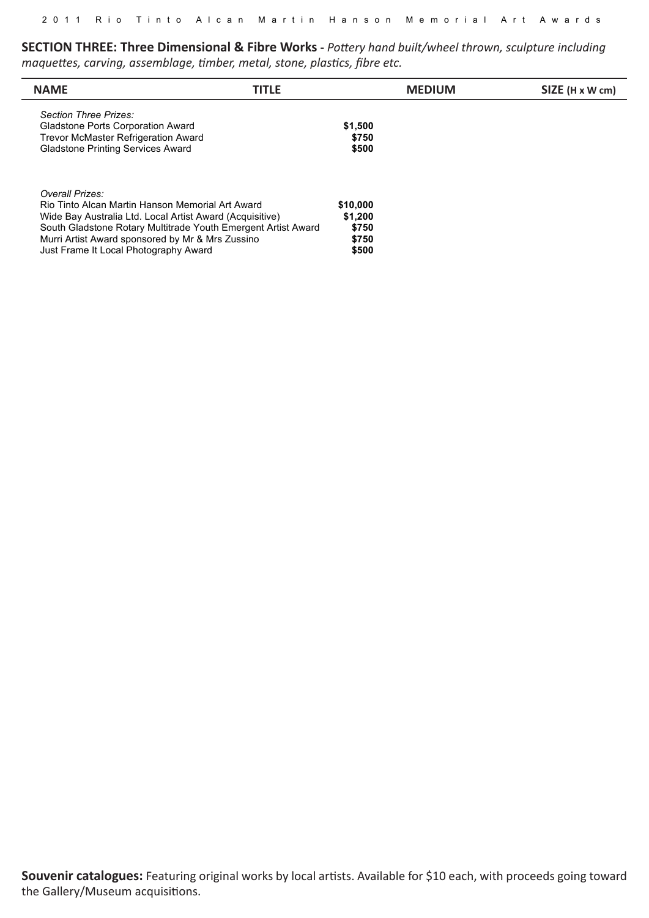**SECTION THREE: Three Dimensional & Fibre Works -** *Pottery hand built/wheel thrown, sculpture including maquettes, carving, assemblage, timber, metal, stone, plastics, fibre etc.*

| NAME | TITLE | MEDIUM | SIZE (H x W cm) |
|---|---|---|---|

*Section Three Prizes:*

| | |
|---|---|
| Gladstone Ports Corporation Award | **$1,500** |
| Trevor McMaster Refrigeration Award | **$750** |
| Gladstone Printing Services Award | **$500** |

*Overall Prizes:*

| | |
|---|---|
| Rio Tinto Alcan Martin Hanson Memorial Art Award | **$10,000** |
| Wide Bay Australia Ltd. Local Artist Award (Acquisitive) | **$1,200** |
| South Gladstone Rotary Multitrade Youth Emergent Artist Award | **$750** |
| Murri Artist Award sponsored by Mr & Mrs Zussino | **$750** |
| Just Frame It Local Photography Award | **$500** |

**Souvenir catalogues:** Featuring original works by local artists. Available for $10 each, with proceeds going toward the Gallery/Museum acquisitions.